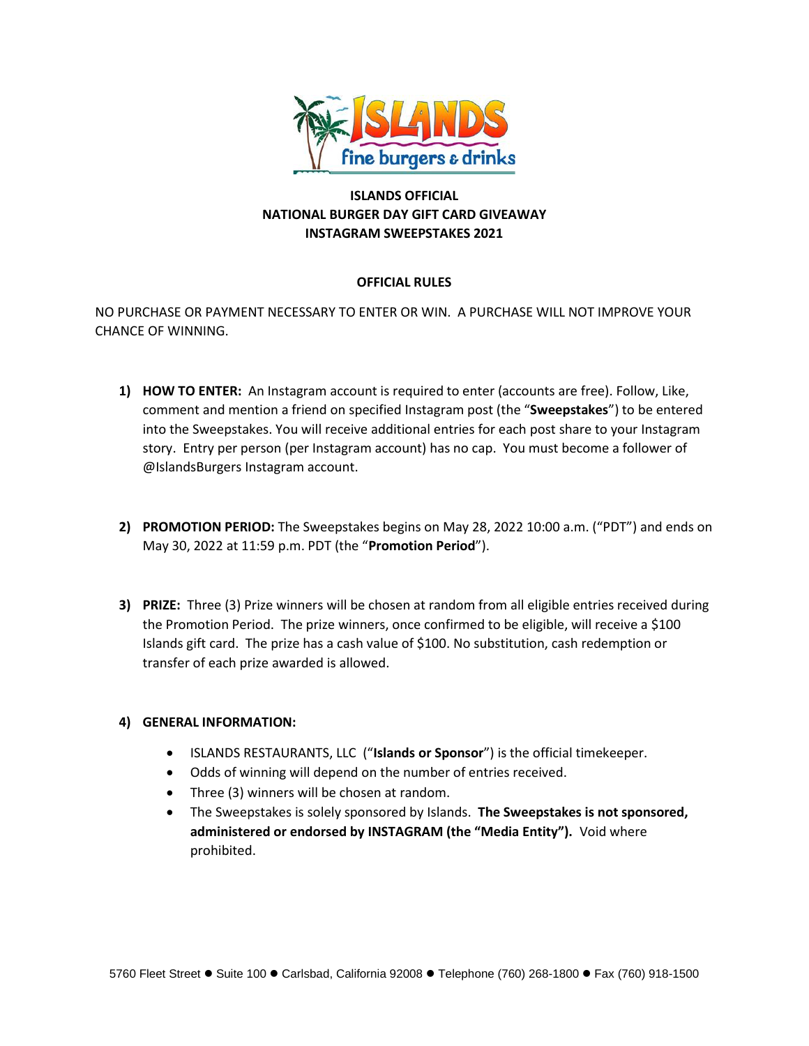# ISLANDS OFFICIAL
# NATIONAL BURGER DAY GIFT CARD GIVEAWAY
# INSTAGRAM SWEEPSTAKES 2021

## OFFICIAL RULES

NO PURCHASE OR PAYMENT NECESSARY TO ENTER OR WIN. A PURCHASE WILL NOT IMPROVE YOUR CHANCE OF WINNING.

1) **HOW TO ENTER:** An Instagram account is required to enter (accounts are free). Follow, Like, comment and mention a friend on specified Instagram post (the "**Sweepstakes**") to be entered into the Sweepstakes. You will receive additional entries for each post share to your Instagram story. Entry per person (per Instagram account) has no cap. You must become a follower of @IslandsBurgers Instagram account.

2) **PROMOTION PERIOD:** The Sweepstakes begins on May 28, 2022 10:00 a.m. ("PDT") and ends on May 30, 2022 at 11:59 p.m. PDT (the "**Promotion Period**").

3) **PRIZE:** Three (3) Prize winners will be chosen at random from all eligible entries received during the Promotion Period. The prize winners, once confirmed to be eligible, will receive a $100 Islands gift card. The prize has a cash value of $100. No substitution, cash redemption or transfer of each prize awarded is allowed.

4) **GENERAL INFORMATION:**
   - ISLANDS RESTAURANTS, LLC ("**Islands or Sponsor**") is the official timekeeper.
   - Odds of winning will depend on the number of entries received.
   - Three (3) winners will be chosen at random.
   - The Sweepstakes is solely sponsored by Islands. **The Sweepstakes is not sponsored, administered or endorsed by INSTAGRAM (the "Media Entity").** Void where prohibited.

5760 Fleet Street ● Suite 100 ● Carlsbad, California 92008 ● Telephone (760) 268-1800 ● Fax (760) 918-1500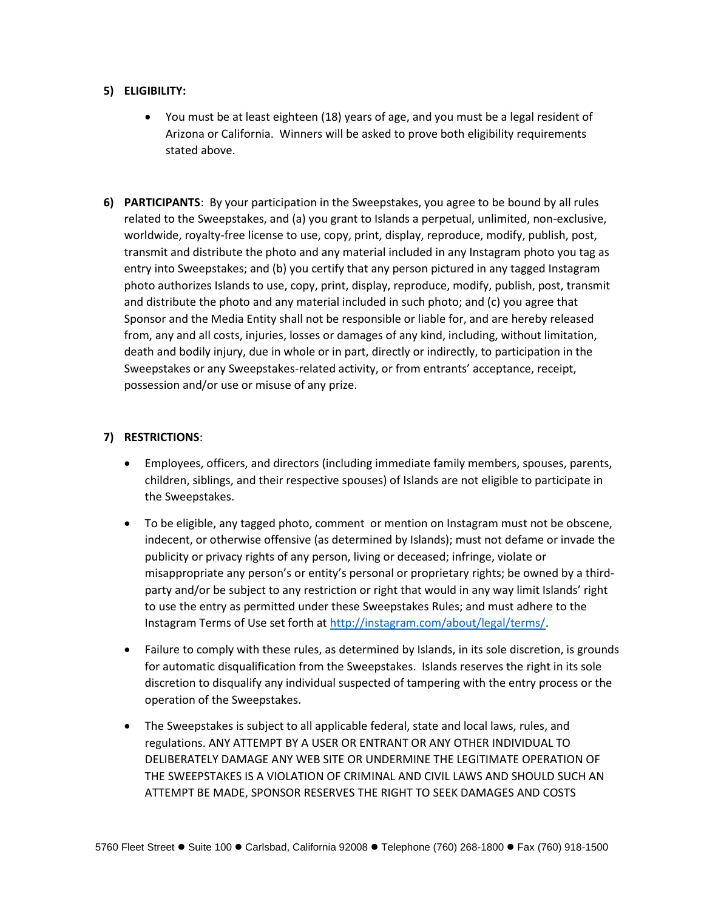5) **ELIGIBILITY:**

- You must be at least eighteen (18) years of age, and you must be a legal resident of Arizona or California. Winners will be asked to prove both eligibility requirements stated above.

6) **PARTICIPANTS**: By your participation in the Sweepstakes, you agree to be bound by all rules related to the Sweepstakes, and (a) you grant to Islands a perpetual, unlimited, non-exclusive, worldwide, royalty-free license to use, copy, print, display, reproduce, modify, publish, post, transmit and distribute the photo and any material included in any Instagram photo you tag as entry into Sweepstakes; and (b) you certify that any person pictured in any tagged Instagram photo authorizes Islands to use, copy, print, display, reproduce, modify, publish, post, transmit and distribute the photo and any material included in such photo; and (c) you agree that Sponsor and the Media Entity shall not be responsible or liable for, and are hereby released from, any and all costs, injuries, losses or damages of any kind, including, without limitation, death and bodily injury, due in whole or in part, directly or indirectly, to participation in the Sweepstakes or any Sweepstakes-related activity, or from entrants' acceptance, receipt, possession and/or use or misuse of any prize.

7) **RESTRICTIONS**:

- Employees, officers, and directors (including immediate family members, spouses, parents, children, siblings, and their respective spouses) of Islands are not eligible to participate in the Sweepstakes.
- To be eligible, any tagged photo, comment or mention on Instagram must not be obscene, indecent, or otherwise offensive (as determined by Islands); must not defame or invade the publicity or privacy rights of any person, living or deceased; infringe, violate or misappropriate any person's or entity's personal or proprietary rights; be owned by a third-party and/or be subject to any restriction or right that would in any way limit Islands' right to use the entry as permitted under these Sweepstakes Rules; and must adhere to the Instagram Terms of Use set forth at [http://instagram.com/about/legal/terms/](http://instagram.com/about/legal/terms/).
- Failure to comply with these rules, as determined by Islands, in its sole discretion, is grounds for automatic disqualification from the Sweepstakes. Islands reserves the right in its sole discretion to disqualify any individual suspected of tampering with the entry process or the operation of the Sweepstakes.
- The Sweepstakes is subject to all applicable federal, state and local laws, rules, and regulations. ANY ATTEMPT BY A USER OR ENTRANT OR ANY OTHER INDIVIDUAL TO DELIBERATELY DAMAGE ANY WEB SITE OR UNDERMINE THE LEGITIMATE OPERATION OF THE SWEEPSTAKES IS A VIOLATION OF CRIMINAL AND CIVIL LAWS AND SHOULD SUCH AN ATTEMPT BE MADE, SPONSOR RESERVES THE RIGHT TO SEEK DAMAGES AND COSTS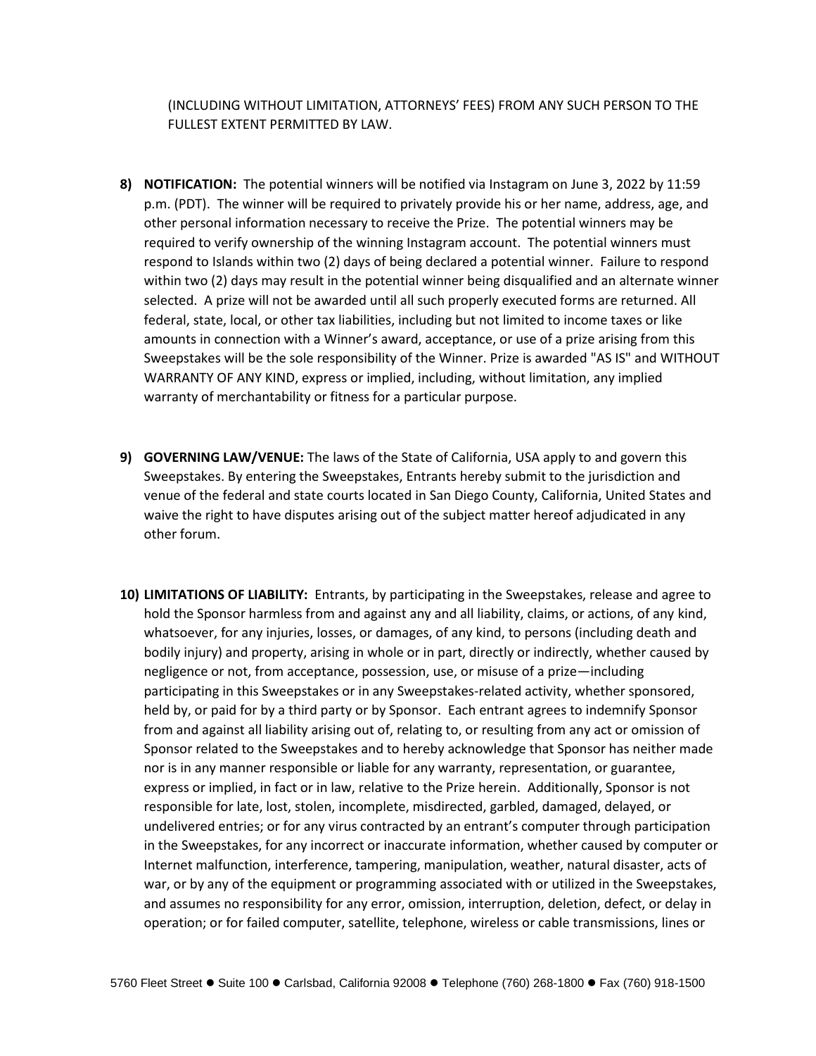(INCLUDING WITHOUT LIMITATION, ATTORNEYS' FEES) FROM ANY SUCH PERSON TO THE FULLEST EXTENT PERMITTED BY LAW.

8) **NOTIFICATION:** The potential winners will be notified via Instagram on June 3, 2022 by 11:59 p.m. (PDT). The winner will be required to privately provide his or her name, address, age, and other personal information necessary to receive the Prize. The potential winners may be required to verify ownership of the winning Instagram account. The potential winners must respond to Islands within two (2) days of being declared a potential winner. Failure to respond within two (2) days may result in the potential winner being disqualified and an alternate winner selected. A prize will not be awarded until all such properly executed forms are returned. All federal, state, local, or other tax liabilities, including but not limited to income taxes or like amounts in connection with a Winner's award, acceptance, or use of a prize arising from this Sweepstakes will be the sole responsibility of the Winner. Prize is awarded "AS IS" and WITHOUT WARRANTY OF ANY KIND, express or implied, including, without limitation, any implied warranty of merchantability or fitness for a particular purpose.

9) **GOVERNING LAW/VENUE:** The laws of the State of California, USA apply to and govern this Sweepstakes. By entering the Sweepstakes, Entrants hereby submit to the jurisdiction and venue of the federal and state courts located in San Diego County, California, United States and waive the right to have disputes arising out of the subject matter hereof adjudicated in any other forum.

10) **LIMITATIONS OF LIABILITY:** Entrants, by participating in the Sweepstakes, release and agree to hold the Sponsor harmless from and against any and all liability, claims, or actions, of any kind, whatsoever, for any injuries, losses, or damages, of any kind, to persons (including death and bodily injury) and property, arising in whole or in part, directly or indirectly, whether caused by negligence or not, from acceptance, possession, use, or misuse of a prize—including participating in this Sweepstakes or in any Sweepstakes-related activity, whether sponsored, held by, or paid for by a third party or by Sponsor. Each entrant agrees to indemnify Sponsor from and against all liability arising out of, relating to, or resulting from any act or omission of Sponsor related to the Sweepstakes and to hereby acknowledge that Sponsor has neither made nor is in any manner responsible or liable for any warranty, representation, or guarantee, express or implied, in fact or in law, relative to the Prize herein. Additionally, Sponsor is not responsible for late, lost, stolen, incomplete, misdirected, garbled, damaged, delayed, or undelivered entries; or for any virus contracted by an entrant's computer through participation in the Sweepstakes, for any incorrect or inaccurate information, whether caused by computer or Internet malfunction, interference, tampering, manipulation, weather, natural disaster, acts of war, or by any of the equipment or programming associated with or utilized in the Sweepstakes, and assumes no responsibility for any error, omission, interruption, deletion, defect, or delay in operation; or for failed computer, satellite, telephone, wireless or cable transmissions, lines or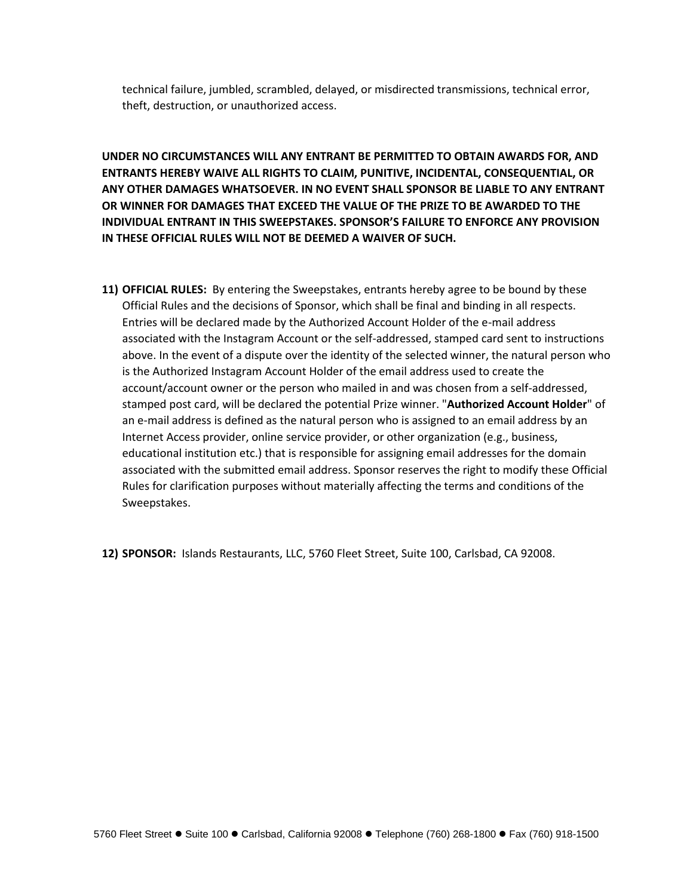technical failure, jumbled, scrambled, delayed, or misdirected transmissions, technical error, theft, destruction, or unauthorized access.

**UNDER NO CIRCUMSTANCES WILL ANY ENTRANT BE PERMITTED TO OBTAIN AWARDS FOR, AND ENTRANTS HEREBY WAIVE ALL RIGHTS TO CLAIM, PUNITIVE, INCIDENTAL, CONSEQUENTIAL, OR ANY OTHER DAMAGES WHATSOEVER. IN NO EVENT SHALL SPONSOR BE LIABLE TO ANY ENTRANT OR WINNER FOR DAMAGES THAT EXCEED THE VALUE OF THE PRIZE TO BE AWARDED TO THE INDIVIDUAL ENTRANT IN THIS SWEEPSTAKES. SPONSOR'S FAILURE TO ENFORCE ANY PROVISION IN THESE OFFICIAL RULES WILL NOT BE DEEMED A WAIVER OF SUCH.**

11) **OFFICIAL RULES:** By entering the Sweepstakes, entrants hereby agree to be bound by these Official Rules and the decisions of Sponsor, which shall be final and binding in all respects. Entries will be declared made by the Authorized Account Holder of the e-mail address associated with the Instagram Account or the self-addressed, stamped card sent to instructions above. In the event of a dispute over the identity of the selected winner, the natural person who is the Authorized Instagram Account Holder of the email address used to create the account/account owner or the person who mailed in and was chosen from a self-addressed, stamped post card, will be declared the potential Prize winner. "**Authorized Account Holder**" of an e-mail address is defined as the natural person who is assigned to an email address by an Internet Access provider, online service provider, or other organization (e.g., business, educational institution etc.) that is responsible for assigning email addresses for the domain associated with the submitted email address. Sponsor reserves the right to modify these Official Rules for clarification purposes without materially affecting the terms and conditions of the Sweepstakes.

12) **SPONSOR:** Islands Restaurants, LLC, 5760 Fleet Street, Suite 100, Carlsbad, CA 92008.